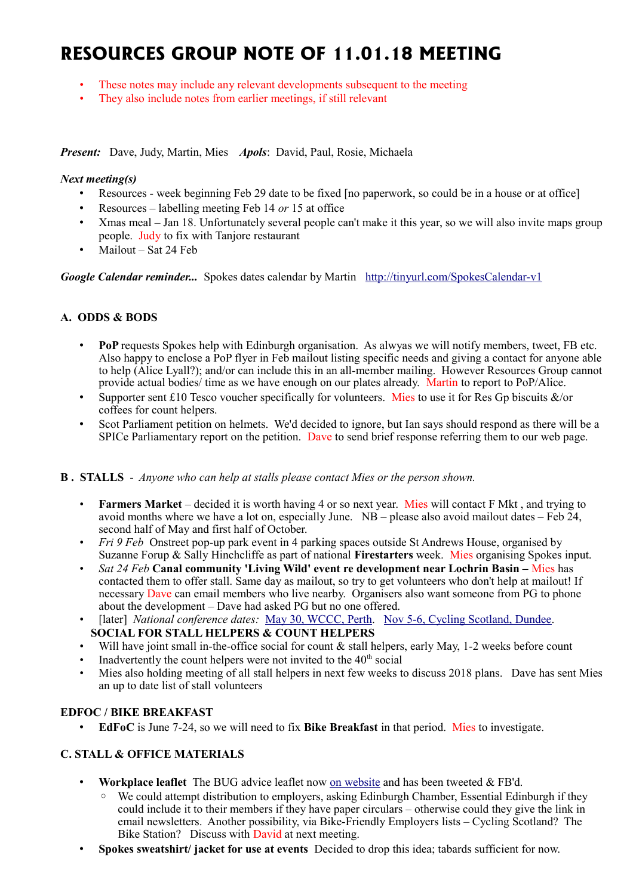# RESOURCES GROUP NOTE OF 11.01.18 MEETING

- These notes may include any relevant developments subsequent to the meeting
- They also include notes from earlier meetings, if still relevant

***Present:*** Dave, Judy, Martin, Mies ***Apols***: David, Paul, Rosie, Michaela

***Next meeting(s)***

- Resources - week beginning Feb 29 date to be fixed [no paperwork, so could be in a house or at office]
- Resources – labelling meeting Feb 14 *or* 15 at office
- Xmas meal – Jan 18. Unfortunately several people can't make it this year, so we will also invite maps group people. Judy to fix with Tanjore restaurant
- Mailout – Sat 24 Feb

***Google Calendar reminder...*** Spokes dates calendar by Martin [http://tinyurl.com/SpokesCalendar-v1](http://tinyurl.com/SpokesCalendar-v1)

**A. ODDS & BODS**

- **PoP** requests Spokes help with Edinburgh organisation. As alwyas we will notify members, tweet, FB etc. Also happy to enclose a PoP flyer in Feb mailout listing specific needs and giving a contact for anyone able to help (Alice Lyall?); and/or can include this in an all-member mailing. However Resources Group cannot provide actual bodies/ time as we have enough on our plates already. Martin to report to PoP/Alice.
- Supporter sent £10 Tesco voucher specifically for volunteers. Mies to use it for Res Gp biscuits &/or coffees for count helpers.
- Scot Parliament petition on helmets. We'd decided to ignore, but Ian says should respond as there will be a SPICe Parliamentary report on the petition. Dave to send brief response referring them to our web page.

**B . STALLS** - *Anyone who can help at stalls please contact Mies or the person shown.*

- **Farmers Market** – decided it is worth having 4 or so next year. Mies will contact F Mkt , and trying to avoid months where we have a lot on, especially June. NB – please also avoid mailout dates – Feb 24, second half of May and first half of October.
- *Fri 9 Feb* Onstreet pop-up park event in 4 parking spaces outside St Andrews House, organised by Suzanne Forup & Sally Hinchcliffe as part of national **Firestarters** week. Mies organising Spokes input.
- *Sat 24 Feb* **Canal community 'Living Wild' event re development near Lochrin Basin –** Mies has contacted them to offer stall. Same day as mailout, so try to get volunteers who don't help at mailout! If necessary Dave can email members who live nearby. Organisers also want someone from PG to phone about the development – Dave had asked PG but no one offered.
- [later] *National conference dates:* May 30, WCCC, Perth. Nov 5-6, Cycling Scotland, Dundee.

**SOCIAL FOR STALL HELPERS & COUNT HELPERS**

- Will have joint small in-the-office social for count & stall helpers, early May, 1-2 weeks before count
- Inadvertently the count helpers were not invited to the 40th social
- Mies also holding meeting of all stall helpers in next few weeks to discuss 2018 plans. Dave has sent Mies an up to date list of stall volunteers

**EDFOC / BIKE BREAKFAST**

- **EdFoC** is June 7-24, so we will need to fix **Bike Breakfast** in that period. Mies to investigate.

**C. STALL & OFFICE MATERIALS**

- **Workplace leaflet** The BUG advice leaflet now on website and has been tweeted & FB'd.
  - We could attempt distribution to employers, asking Edinburgh Chamber, Essential Edinburgh if they could include it to their members if they have paper circulars – otherwise could they give the link in email newsletters. Another possibility, via Bike-Friendly Employers lists – Cycling Scotland? The Bike Station? Discuss with David at next meeting.
- **Spokes sweatshirt/ jacket for use at events** Decided to drop this idea; tabards sufficient for now.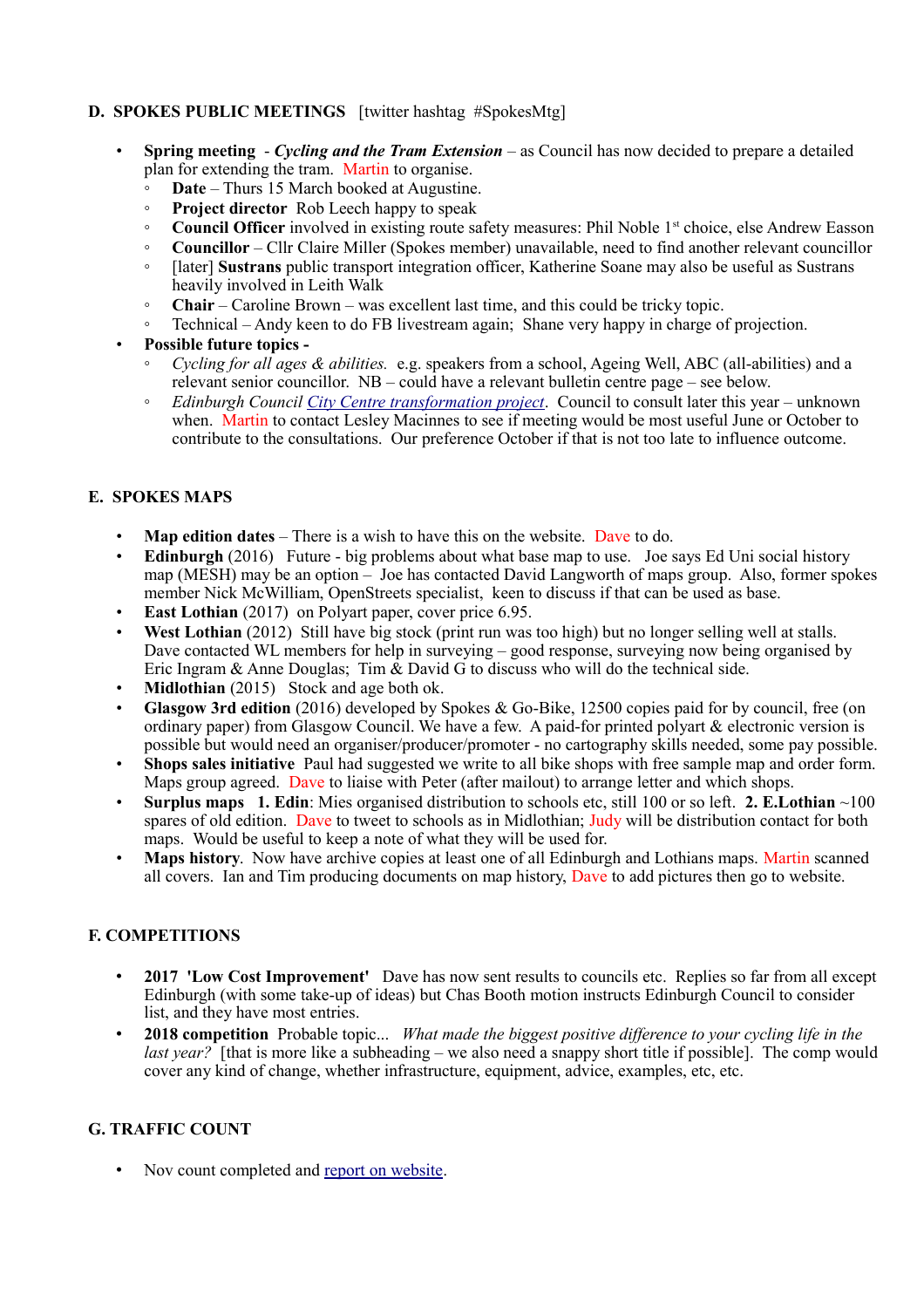## D. SPOKES PUBLIC MEETINGS [twitter hashtag #SpokesMtg]

- **Spring meeting** - ***Cycling and the Tram Extension*** – as Council has now decided to prepare a detailed plan for extending the tram. Martin to organise.
  - **Date** – Thurs 15 March booked at Augustine.
  - **Project director** Rob Leech happy to speak
  - **Council Officer** involved in existing route safety measures: Phil Noble 1st choice, else Andrew Easson
  - **Councillor** – Cllr Claire Miller (Spokes member) unavailable, need to find another relevant councillor
  - [later] **Sustrans** public transport integration officer, Katherine Soane may also be useful as Sustrans heavily involved in Leith Walk
  - **Chair** – Caroline Brown – was excellent last time, and this could be tricky topic.
  - Technical – Andy keen to do FB livestream again; Shane very happy in charge of projection.
- **Possible future topics -**
  - *Cycling for all ages & abilities.* e.g. speakers from a school, Ageing Well, ABC (all-abilities) and a relevant senior councillor. NB – could have a relevant bulletin centre page – see below.
  - *Edinburgh Council City Centre transformation project*. Council to consult later this year – unknown when. Martin to contact Lesley Macinnes to see if meeting would be most useful June or October to contribute to the consultations. Our preference October if that is not too late to influence outcome.

## E. SPOKES MAPS

- **Map edition dates** – There is a wish to have this on the website. Dave to do.
- **Edinburgh** (2016) Future - big problems about what base map to use. Joe says Ed Uni social history map (MESH) may be an option – Joe has contacted David Langworth of maps group. Also, former spokes member Nick McWilliam, OpenStreets specialist, keen to discuss if that can be used as base.
- **East Lothian** (2017) on Polyart paper, cover price 6.95.
- **West Lothian** (2012) Still have big stock (print run was too high) but no longer selling well at stalls. Dave contacted WL members for help in surveying – good response, surveying now being organised by Eric Ingram & Anne Douglas; Tim & David G to discuss who will do the technical side.
- **Midlothian** (2015) Stock and age both ok.
- **Glasgow 3rd edition** (2016) developed by Spokes & Go-Bike, 12500 copies paid for by council, free (on ordinary paper) from Glasgow Council. We have a few. A paid-for printed polyart & electronic version is possible but would need an organiser/producer/promoter - no cartography skills needed, some pay possible.
- **Shops sales initiative** Paul had suggested we write to all bike shops with free sample map and order form. Maps group agreed. Dave to liaise with Peter (after mailout) to arrange letter and which shops.
- **Surplus maps** **1. Edin**: Mies organised distribution to schools etc, still 100 or so left. **2. E.Lothian** ~100 spares of old edition. Dave to tweet to schools as in Midlothian; Judy will be distribution contact for both maps. Would be useful to keep a note of what they will be used for.
- **Maps history**. Now have archive copies at least one of all Edinburgh and Lothians maps. Martin scanned all covers. Ian and Tim producing documents on map history, Dave to add pictures then go to website.

## F. COMPETITIONS

- **2017 'Low Cost Improvement'** Dave has now sent results to councils etc. Replies so far from all except Edinburgh (with some take-up of ideas) but Chas Booth motion instructs Edinburgh Council to consider list, and they have most entries.
- **2018 competition** Probable topic... *What made the biggest positive difference to your cycling life in the last year?* [that is more like a subheading – we also need a snappy short title if possible]. The comp would cover any kind of change, whether infrastructure, equipment, advice, examples, etc, etc.

## G. TRAFFIC COUNT

- Nov count completed and report on website.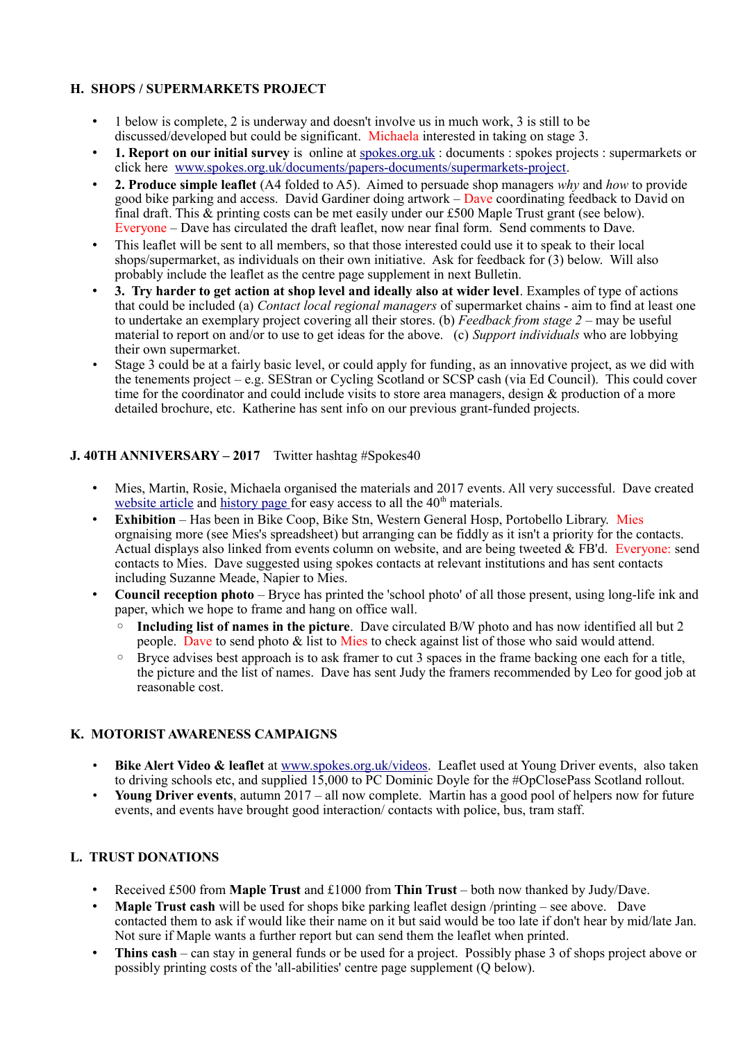### H. SHOPS / SUPERMARKETS PROJECT

- 1 below is complete, 2 is underway and doesn't involve us in much work, 3 is still to be discussed/developed but could be significant. Michaela interested in taking on stage 3.
- **1. Report on our initial survey** is online at spokes.org.uk : documents : spokes projects : supermarkets or click here www.spokes.org.uk/documents/papers-documents/supermarkets-project.
- **2. Produce simple leaflet** (A4 folded to A5). Aimed to persuade shop managers *why* and *how* to provide good bike parking and access. David Gardiner doing artwork – Dave coordinating feedback to David on final draft. This & printing costs can be met easily under our £500 Maple Trust grant (see below). Everyone – Dave has circulated the draft leaflet, now near final form. Send comments to Dave.
- This leaflet will be sent to all members, so that those interested could use it to speak to their local shops/supermarket, as individuals on their own initiative. Ask for feedback for (3) below. Will also probably include the leaflet as the centre page supplement in next Bulletin.
- **3. Try harder to get action at shop level and ideally also at wider level**. Examples of type of actions that could be included (a) *Contact local regional managers* of supermarket chains - aim to find at least one to undertake an exemplary project covering all their stores. (b) *Feedback from stage 2* – may be useful material to report on and/or to use to get ideas for the above. (c) *Support individuals* who are lobbying their own supermarket.
- Stage 3 could be at a fairly basic level, or could apply for funding, as an innovative project, as we did with the tenements project – e.g. SEStran or Cycling Scotland or SCSP cash (via Ed Council). This could cover time for the coordinator and could include visits to store area managers, design & production of a more detailed brochure, etc. Katherine has sent info on our previous grant-funded projects.

### J. 40TH ANNIVERSARY – 2017 Twitter hashtag #Spokes40

- Mies, Martin, Rosie, Michaela organised the materials and 2017 events. All very successful. Dave created website article and history page for easy access to all the 40th materials.
- **Exhibition** – Has been in Bike Coop, Bike Stn, Western General Hosp, Portobello Library. Mies orgnaising more (see Mies's spreadsheet) but arranging can be fiddly as it isn't a priority for the contacts. Actual displays also linked from events column on website, and are being tweeted & FB'd. Everyone: send contacts to Mies. Dave suggested using spokes contacts at relevant institutions and has sent contacts including Suzanne Meade, Napier to Mies.
- **Council reception photo** – Bryce has printed the 'school photo' of all those present, using long-life ink and paper, which we hope to frame and hang on office wall.
  - **Including list of names in the picture**. Dave circulated B/W photo and has now identified all but 2 people. Dave to send photo & list to Mies to check against list of those who said would attend.
  - Bryce advises best approach is to ask framer to cut 3 spaces in the frame backing one each for a title, the picture and the list of names. Dave has sent Judy the framers recommended by Leo for good job at reasonable cost.

### K. MOTORIST AWARENESS CAMPAIGNS

- **Bike Alert Video & leaflet** at www.spokes.org.uk/videos. Leaflet used at Young Driver events, also taken to driving schools etc, and supplied 15,000 to PC Dominic Doyle for the #OpClosePass Scotland rollout.
- **Young Driver events**, autumn 2017 – all now complete. Martin has a good pool of helpers now for future events, and events have brought good interaction/ contacts with police, bus, tram staff.

### L. TRUST DONATIONS

- Received £500 from **Maple Trust** and £1000 from **Thin Trust** – both now thanked by Judy/Dave.
- **Maple Trust cash** will be used for shops bike parking leaflet design /printing – see above. Dave contacted them to ask if would like their name on it but said would be too late if don't hear by mid/late Jan. Not sure if Maple wants a further report but can send them the leaflet when printed.
- **Thins cash** – can stay in general funds or be used for a project. Possibly phase 3 of shops project above or possibly printing costs of the 'all-abilities' centre page supplement (Q below).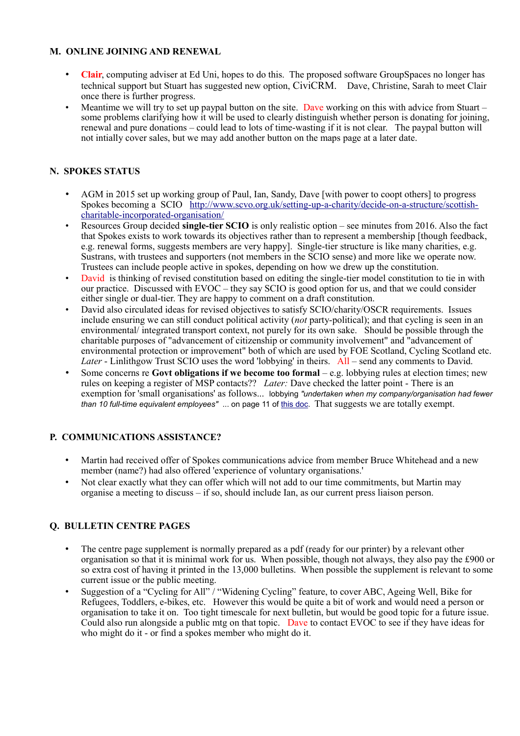## M. ONLINE JOINING AND RENEWAL

- **Clair**, computing adviser at Ed Uni, hopes to do this. The proposed software GroupSpaces no longer has technical support but Stuart has suggested new option, CiviCRM. Dave, Christine, Sarah to meet Clair once there is further progress.
- Meantime we will try to set up paypal button on the site. Dave working on this with advice from Stuart – some problems clarifying how it will be used to clearly distinguish whether person is donating for joining, renewal and pure donations – could lead to lots of time-wasting if it is not clear. The paypal button will not intially cover sales, but we may add another button on the maps page at a later date.

## N. SPOKES STATUS

- AGM in 2015 set up working group of Paul, Ian, Sandy, Dave [with power to coopt others] to progress Spokes becoming a SCIO http://www.scvo.org.uk/setting-up-a-charity/decide-on-a-structure/scottish-charitable-incorporated-organisation/
- Resources Group decided **single-tier SCIO** is only realistic option – see minutes from 2016. Also the fact that Spokes exists to work towards its objectives rather than to represent a membership [though feedback, e.g. renewal forms, suggests members are very happy]. Single-tier structure is like many charities, e.g. Sustrans, with trustees and supporters (not members in the SCIO sense) and more like we operate now. Trustees can include people active in spokes, depending on how we drew up the constitution.
- David is thinking of revised constitution based on editing the single-tier model constitution to tie in with our practice. Discussed with EVOC – they say SCIO is good option for us, and that we could consider either single or dual-tier. They are happy to comment on a draft constitution.
- David also circulated ideas for revised objectives to satisfy SCIO/charity/OSCR requirements. Issues include ensuring we can still conduct political activity (*not* party-political); and that cycling is seen in an environmental/ integrated transport context, not purely for its own sake. Should be possible through the charitable purposes of "advancement of citizenship or community involvement" and "advancement of environmental protection or improvement" both of which are used by FOE Scotland, Cycling Scotland etc. *Later* - Linlithgow Trust SCIO uses the word 'lobbying' in theirs. All – send any comments to David.
- Some concerns re **Govt obligations if we become too formal** – e.g. lobbying rules at election times; new rules on keeping a register of MSP contacts?? *Later:* Dave checked the latter point - There is an exemption for 'small organisations' as follows... lobbying *"undertaken when my company/organisation had fewer than 10 full-time equivalent employees"* ... on page 11 of this doc. That suggests we are totally exempt.

## P. COMMUNICATIONS ASSISTANCE?

- Martin had received offer of Spokes communications advice from member Bruce Whitehead and a new member (name?) had also offered 'experience of voluntary organisations.'
- Not clear exactly what they can offer which will not add to our time commitments, but Martin may organise a meeting to discuss – if so, should include Ian, as our current press liaison person.

## Q. BULLETIN CENTRE PAGES

- The centre page supplement is normally prepared as a pdf (ready for our printer) by a relevant other organisation so that it is minimal work for us. When possible, though not always, they also pay the £900 or so extra cost of having it printed in the 13,000 bulletins. When possible the supplement is relevant to some current issue or the public meeting.
- Suggestion of a "Cycling for All" / "Widening Cycling" feature, to cover ABC, Ageing Well, Bike for Refugees, Toddlers, e-bikes, etc. However this would be quite a bit of work and would need a person or organisation to take it on. Too tight timescale for next bulletin, but would be good topic for a future issue. Could also run alongside a public mtg on that topic. Dave to contact EVOC to see if they have ideas for who might do it - or find a spokes member who might do it.